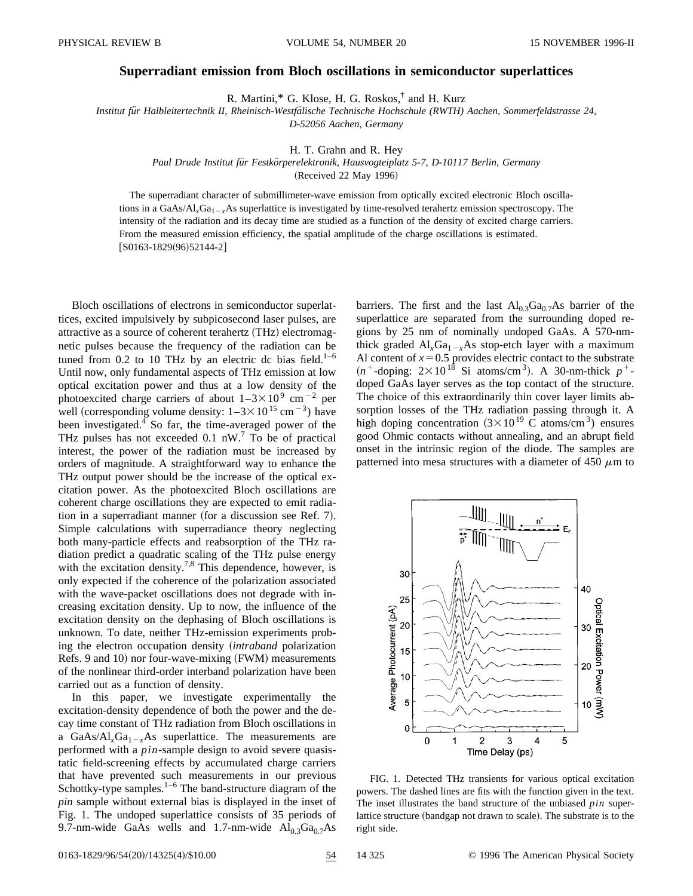# Superradiant emission from Bloch oscillations in semiconductor superlattices

R. Martini,* G. Klose, H. G. Roskos,† and H. Kurz

*Institut für Halbleitertechnik II, Rheinisch-Westfälische Technische Hochschule (RWTH) Aachen, Sommerfeldstrasse 24, D-52056 Aachen, Germany*

H. T. Grahn and R. Hey

*Paul Drude Institut für Festkörperelektronik, Hausvogteiplatz 5-7, D-10117 Berlin, Germany*

(Received 22 May 1996)

The superradiant character of submillimeter-wave emission from optically excited electronic Bloch oscillations in a $GaAs/Al_xGa_{1-x}As$ superlattice is investigated by time-resolved terahertz emission spectroscopy. The intensity of the radiation and its decay time are studied as a function of the density of excited charge carriers. From the measured emission efficiency, the spatial amplitude of the charge oscillations is estimated. [S0163-1829(96)52144-2]

Bloch oscillations of electrons in semiconductor superlattices, excited impulsively by subpicosecond laser pulses, are attractive as a source of coherent terahertz (THz) electromagnetic pulses because the frequency of the radiation can be tuned from 0.2 to 10 THz by an electric dc bias field.[1–6] Until now, only fundamental aspects of THz emission at low optical excitation power and thus at a low density of the photoexcited charge carriers of about $1–3\times10^9$ cm$^{-2}$ per well (corresponding volume density: $1–3\times10^{15}$ cm$^{-3}$) have been investigated.[4] So far, the time-averaged power of the THz pulses has not exceeded 0.1 nW.[7] To be of practical interest, the power of the radiation must be increased by orders of magnitude. A straightforward way to enhance the THz output power should be the increase of the optical excitation power. As the photoexcited Bloch oscillations are coherent charge oscillations they are expected to emit radiation in a superradiant manner (for a discussion see Ref. 7). Simple calculations with superradiance theory neglecting both many-particle effects and reabsorption of the THz radiation predict a quadratic scaling of the THz pulse energy with the excitation density.[7,8] This dependence, however, is only expected if the coherence of the polarization associated with the wave-packet oscillations does not degrade with increasing excitation density. Up to now, the influence of the excitation density on the dephasing of Bloch oscillations is unknown. To date, neither THz-emission experiments probing the electron occupation density (*intraband* polarization Refs. 9 and 10) nor four-wave-mixing (FWM) measurements of the nonlinear third-order interband polarization have been carried out as a function of density.

In this paper, we investigate experimentally the excitation-density dependence of both the power and the decay time constant of THz radiation from Bloch oscillations in a $GaAs/Al_xGa_{1-x}As$ superlattice. The measurements are performed with a *pin*-sample design to avoid severe quasistatic field-screening effects by accumulated charge carriers that have prevented such measurements in our previous Schottky-type samples.[1–6] The band-structure diagram of the *pin* sample without external bias is displayed in the inset of Fig. 1. The undoped superlattice consists of 35 periods of 9.7-nm-wide GaAs wells and 1.7-nm-wide $Al_{0.3}Ga_{0.7}As$ barriers. The first and the last $Al_{0.3}Ga_{0.7}As$ barrier of the superlattice are separated from the surrounding doped regions by 25 nm of nominally undoped GaAs. A 570-nm-thick graded $Al_xGa_{1-x}As$ stop-etch layer with a maximum Al content of $x=0.5$ provides electric contact to the substrate ($n^+$-doping: $2\times10^{18}$ Si atoms/cm$^3$). A 30-nm-thick $p^+$-doped GaAs layer serves as the top contact of the structure. The choice of this extraordinarily thin cover layer limits absorption losses of the THz radiation passing through it. A high doping concentration ($3\times10^{19}$ C atoms/cm$^3$) ensures good Ohmic contacts without annealing, and an abrupt field onset in the intrinsic region of the diode. The samples are patterned into mesa structures with a diameter of 450 $\mu$m to

FIG. 1. Detected THz transients for various optical excitation powers. The dashed lines are fits with the function given in the text. The inset illustrates the band structure of the unbiased *pin* superlattice structure (bandgap not drawn to scale). The substrate is to the right side.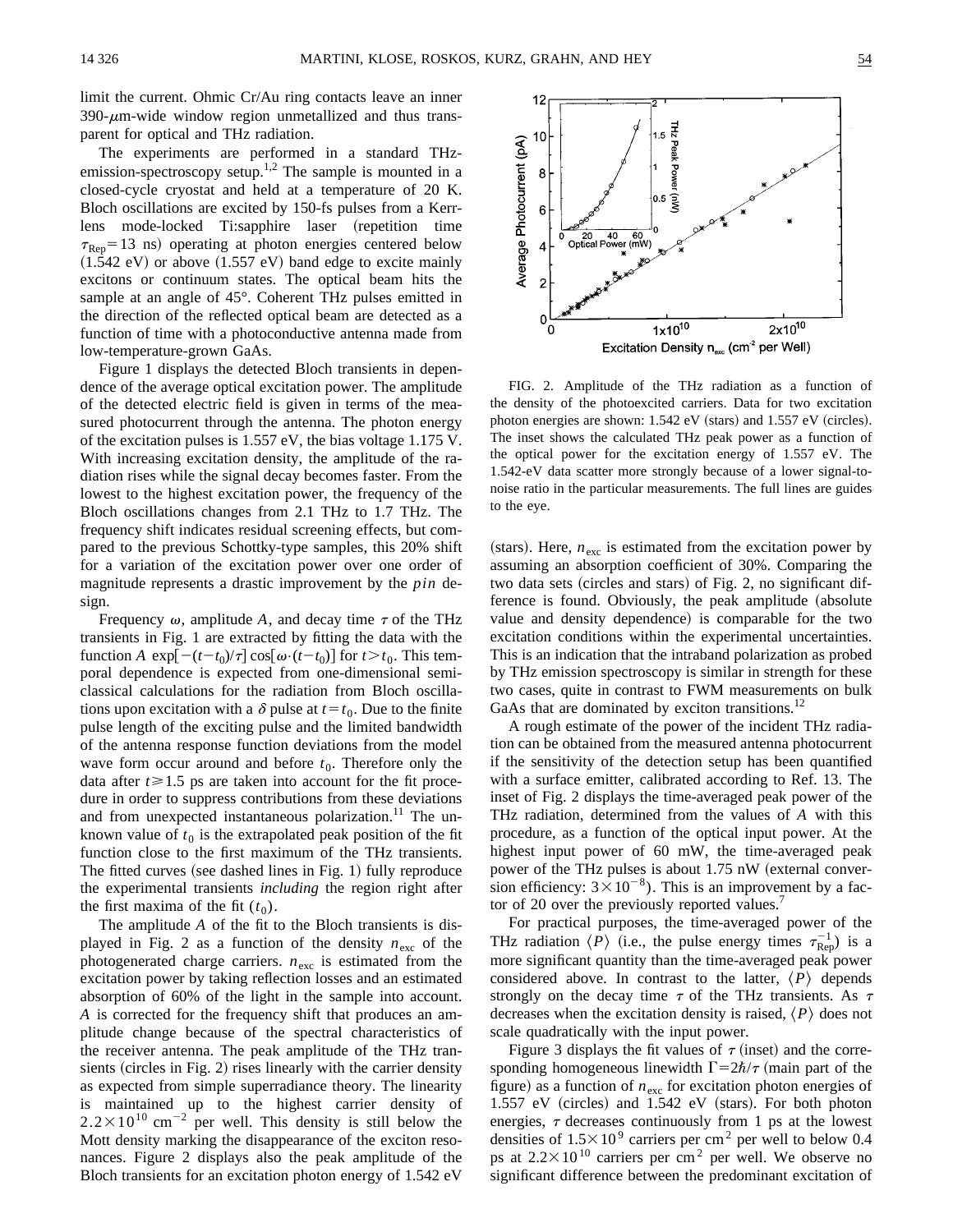limit the current. Ohmic Cr/Au ring contacts leave an inner 390-$\mu$m-wide window region unmetallized and thus transparent for optical and THz radiation.

The experiments are performed in a standard THz-emission-spectroscopy setup.[1,2] The sample is mounted in a closed-cycle cryostat and held at a temperature of 20 K. Bloch oscillations are excited by 150-fs pulses from a Kerr-lens mode-locked Ti:sapphire laser (repetition time $\tau_{\mathrm{Rep}}=13$ ns) operating at photon energies centered below (1.542 eV) or above (1.557 eV) band edge to excite mainly excitons or continuum states. The optical beam hits the sample at an angle of 45°. Coherent THz pulses emitted in the direction of the reflected optical beam are detected as a function of time with a photoconductive antenna made from low-temperature-grown GaAs.

Figure 1 displays the detected Bloch transients in dependence of the average optical excitation power. The amplitude of the detected electric field is given in terms of the measured photocurrent through the antenna. The photon energy of the excitation pulses is 1.557 eV, the bias voltage 1.175 V. With increasing excitation density, the amplitude of the radiation rises while the signal decay becomes faster. From the lowest to the highest excitation power, the frequency of the Bloch oscillations changes from 2.1 THz to 1.7 THz. The frequency shift indicates residual screening effects, but compared to the previous Schottky-type samples, this 20% shift for a variation of the excitation power over one order of magnitude represents a drastic improvement by the *pin* design.

Frequency $\omega$, amplitude $A$, and decay time $\tau$ of the THz transients in Fig. 1 are extracted by fitting the data with the function $A\exp[-(t-t_0)/\tau]\cos[\omega\cdot(t-t_0)]$ for $t>t_0$. This temporal dependence is expected from one-dimensional semiclassical calculations for the radiation from Bloch oscillations upon excitation with a $\delta$ pulse at $t=t_0$. Due to the finite pulse length of the exciting pulse and the limited bandwidth of the antenna response function deviations from the model wave form occur around and before $t_0$. Therefore only the data after $t\geqslant 1.5$ ps are taken into account for the fit procedure in order to suppress contributions from these deviations and from unexpected instantaneous polarization.[11] The unknown value of $t_0$ is the extrapolated peak position of the fit function close to the first maximum of the THz transients. The fitted curves (see dashed lines in Fig. 1) fully reproduce the experimental transients *including* the region right after the first maxima of the fit ($t_0$).

The amplitude $A$ of the fit to the Bloch transients is displayed in Fig. 2 as a function of the density $n_{\mathrm{exc}}$ of the photogenerated charge carriers. $n_{\mathrm{exc}}$ is estimated from the excitation power by taking reflection losses and an estimated absorption of 60% of the light in the sample into account. $A$ is corrected for the frequency shift that produces an amplitude change because of the spectral characteristics of the receiver antenna. The peak amplitude of the THz transients (circles in Fig. 2) rises linearly with the carrier density as expected from simple superradiance theory. The linearity is maintained up to the highest carrier density of $2.2\times10^{10}$ cm$^{-2}$ per well. This density is still below the Mott density marking the disappearance of the exciton resonances. Figure 2 displays also the peak amplitude of the Bloch transients for an excitation photon energy of 1.542 eV (stars). Here, $n_{\mathrm{exc}}$ is estimated from the excitation power by assuming an absorption coefficient of 30%. Comparing the two data sets (circles and stars) of Fig. 2, no significant difference is found. Obviously, the peak amplitude (absolute value and density dependence) is comparable for the two excitation conditions within the experimental uncertainties. This is an indication that the intraband polarization as probed by THz emission spectroscopy is similar in strength for these two cases, quite in contrast to FWM measurements on bulk GaAs that are dominated by exciton transitions.[12]

FIG. 2. Amplitude of the THz radiation as a function of the density of the photoexcited carriers. Data for two excitation photon energies are shown: 1.542 eV (stars) and 1.557 eV (circles). The inset shows the calculated THz peak power as a function of the optical power for the excitation energy of 1.557 eV. The 1.542-eV data scatter more strongly because of a lower signal-to-noise ratio in the particular measurements. The full lines are guides to the eye.

A rough estimate of the power of the incident THz radiation can be obtained from the measured antenna photocurrent if the sensitivity of the detection setup has been quantified with a surface emitter, calibrated according to Ref. 13. The inset of Fig. 2 displays the time-averaged peak power of the THz radiation, determined from the values of $A$ with this procedure, as a function of the optical input power. At the highest input power of 60 mW, the time-averaged peak power of the THz pulses is about 1.75 nW (external conversion efficiency: $3\times10^{-8}$). This is an improvement by a factor of 20 over the previously reported values.[7]

For practical purposes, the time-averaged power of the THz radiation $\langle P\rangle$ (i.e., the pulse energy times $\tau_{\mathrm{Rep}}^{-1}$) is a more significant quantity than the time-averaged peak power considered above. In contrast to the latter, $\langle P\rangle$ depends strongly on the decay time $\tau$ of the THz transients. As $\tau$ decreases when the excitation density is raised, $\langle P\rangle$ does not scale quadratically with the input power.

Figure 3 displays the fit values of $\tau$ (inset) and the corresponding homogeneous linewidth $\Gamma=2\hbar/\tau$ (main part of the figure) as a function of $n_{\mathrm{exc}}$ for excitation photon energies of 1.557 eV (circles) and 1.542 eV (stars). For both photon energies, $\tau$ decreases continuously from 1 ps at the lowest densities of $1.5\times10^{9}$ carriers per cm$^2$ per well to below 0.4 ps at $2.2\times10^{10}$ carriers per cm$^2$ per well. We observe no significant difference between the predominant excitation of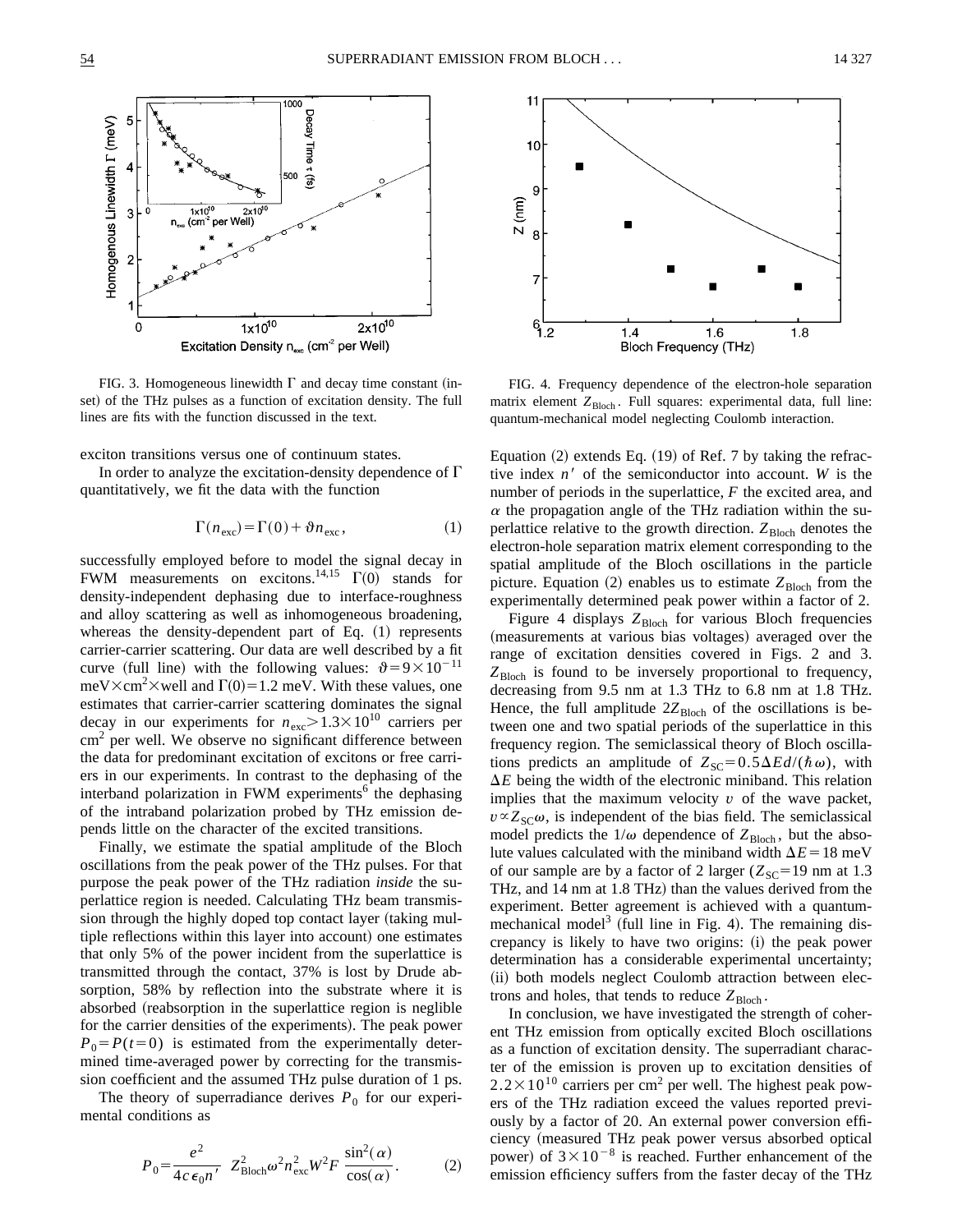FIG. 3. Homogeneous linewidth Γ and decay time constant (inset) of the THz pulses as a function of excitation density. The full lines are fits with the function discussed in the text.

FIG. 4. Frequency dependence of the electron-hole separation matrix element $Z_{\mathrm{Bloch}}$. Full squares: experimental data, full line: quantum-mechanical model neglecting Coulomb interaction.

exciton transitions versus one of continuum states.

In order to analyze the excitation-density dependence of Γ quantitatively, we fit the data with the function

$$\Gamma(n_{\mathrm{exc}}) = \Gamma(0) + \vartheta n_{\mathrm{exc}}, \tag{1}$$

successfully employed before to model the signal decay in FWM measurements on excitons.[14,15] Γ(0) stands for density-independent dephasing due to interface-roughness and alloy scattering as well as inhomogeneous broadening, whereas the density-dependent part of Eq. (1) represents carrier-carrier scattering. Our data are well described by a fit curve (full line) with the following values: $\vartheta = 9\times10^{-11}$ meV×cm²×well and Γ(0)=1.2 meV. With these values, one estimates that carrier-carrier scattering dominates the signal decay in our experiments for $n_{\mathrm{exc}} > 1.3\times10^{10}$ carriers per cm² per well. We observe no significant difference between the data for predominant excitation of excitons or free carriers in our experiments. In contrast to the dephasing of the interband polarization in FWM experiments[6] the dephasing of the intraband polarization probed by THz emission depends little on the character of the excited transitions.

Finally, we estimate the spatial amplitude of the Bloch oscillations from the peak power of the THz pulses. For that purpose the peak power of the THz radiation *inside* the superlattice region is needed. Calculating THz beam transmission through the highly doped top contact layer (taking multiple reflections within this layer into account) one estimates that only 5% of the power incident from the superlattice is transmitted through the contact, 37% is lost by Drude absorption, 58% by reflection into the substrate where it is absorbed (reabsorption in the superlattice region is neglible for the carrier densities of the experiments). The peak power $P_0 = P(t=0)$ is estimated from the experimentally determined time-averaged power by correcting for the transmission coefficient and the assumed THz pulse duration of 1 ps.

The theory of superradiance derives $P_0$ for our experimental conditions as

$$P_0 = \frac{e^2}{4c\epsilon_0 n'} \; Z_{\mathrm{Bloch}}^2 \omega^2 n_{\mathrm{exc}}^2 W^2 F \, \frac{\sin^2(\alpha)}{\cos(\alpha)}. \tag{2}$$

Equation (2) extends Eq. (19) of Ref. 7 by taking the refractive index $n'$ of the semiconductor into account. $W$ is the number of periods in the superlattice, $F$ the excited area, and $\alpha$ the propagation angle of the THz radiation within the superlattice relative to the growth direction. $Z_{\mathrm{Bloch}}$ denotes the electron-hole separation matrix element corresponding to the spatial amplitude of the Bloch oscillations in the particle picture. Equation (2) enables us to estimate $Z_{\mathrm{Bloch}}$ from the experimentally determined peak power within a factor of 2.

Figure 4 displays $Z_{\mathrm{Bloch}}$ for various Bloch frequencies (measurements at various bias voltages) averaged over the range of excitation densities covered in Figs. 2 and 3. $Z_{\mathrm{Bloch}}$ is found to be inversely proportional to frequency, decreasing from 9.5 nm at 1.3 THz to 6.8 nm at 1.8 THz. Hence, the full amplitude $2Z_{\mathrm{Bloch}}$ of the oscillations is between one and two spatial periods of the superlattice in this frequency region. The semiclassical theory of Bloch oscillations predicts an amplitude of $Z_{\mathrm{SC}} = 0.5\Delta E d/(\hbar\omega)$, with $\Delta E$ being the width of the electronic miniband. This relation implies that the maximum velocity $v$ of the wave packet, $v \propto Z_{\mathrm{SC}}\omega$, is independent of the bias field. The semiclassical model predicts the $1/\omega$ dependence of $Z_{\mathrm{Bloch}}$, but the absolute values calculated with the miniband width $\Delta E = 18$ meV of our sample are by a factor of 2 larger ($Z_{\mathrm{SC}} = 19$ nm at 1.3 THz, and 14 nm at 1.8 THz) than the values derived from the experiment. Better agreement is achieved with a quantum-mechanical model[3] (full line in Fig. 4). The remaining discrepancy is likely to have two origins: (i) the peak power determination has a considerable experimental uncertainty; (ii) both models neglect Coulomb attraction between electrons and holes, that tends to reduce $Z_{\mathrm{Bloch}}$.

In conclusion, we have investigated the strength of coherent THz emission from optically excited Bloch oscillations as a function of excitation density. The superradiant character of the emission is proven up to excitation densities of $2.2\times10^{10}$ carriers per cm² per well. The highest peak powers of the THz radiation exceed the values reported previously by a factor of 20. An external power conversion efficiency (measured THz peak power versus absorbed optical power) of $3\times10^{-8}$ is reached. Further enhancement of the emission efficiency suffers from the faster decay of the THz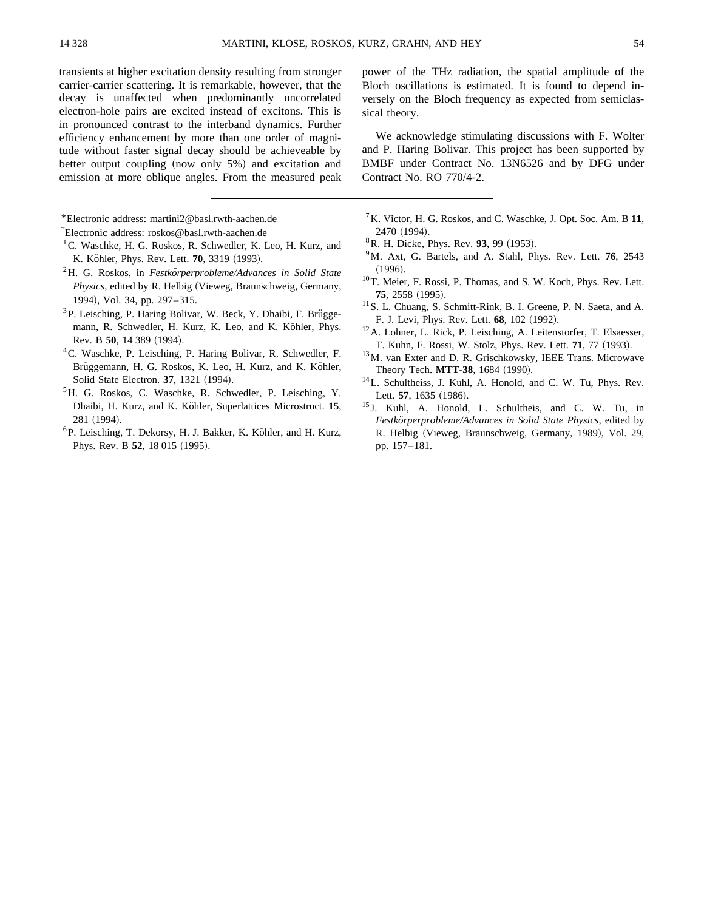transients at higher excitation density resulting from stronger carrier-carrier scattering. It is remarkable, however, that the decay is unaffected when predominantly uncorrelated electron-hole pairs are excited instead of excitons. This is in pronounced contrast to the interband dynamics. Further efficiency enhancement by more than one order of magnitude without faster signal decay should be achieveable by better output coupling (now only 5%) and excitation and emission at more oblique angles. From the measured peak power of the THz radiation, the spatial amplitude of the Bloch oscillations is estimated. It is found to depend inversely on the Bloch frequency as expected from semiclassical theory.

We acknowledge stimulating discussions with F. Wolter and P. Haring Bolivar. This project has been supported by BMBF under Contract No. 13N6526 and by DFG under Contract No. RO 770/4-2.

---

*Electronic address: martini2@basl.rwth-aachen.de

†Electronic address: roskos@basl.rwth-aachen.de

[1] C. Waschke, H. G. Roskos, R. Schwedler, K. Leo, H. Kurz, and K. Köhler, Phys. Rev. Lett. **70**, 3319 (1993).

[2] H. G. Roskos, in *Festkörperprobleme/Advances in Solid State Physics*, edited by R. Helbig (Vieweg, Braunschweig, Germany, 1994), Vol. 34, pp. 297–315.

[3] P. Leisching, P. Haring Bolivar, W. Beck, Y. Dhaibi, F. Brüggemann, R. Schwedler, H. Kurz, K. Leo, and K. Köhler, Phys. Rev. B **50**, 14 389 (1994).

[4] C. Waschke, P. Leisching, P. Haring Bolivar, R. Schwedler, F. Brüggemann, H. G. Roskos, K. Leo, H. Kurz, and K. Köhler, Solid State Electron. **37**, 1321 (1994).

[5] H. G. Roskos, C. Waschke, R. Schwedler, P. Leisching, Y. Dhaibi, H. Kurz, and K. Köhler, Superlattices Microstruct. **15**, 281 (1994).

[6] P. Leisching, T. Dekorsy, H. J. Bakker, K. Köhler, and H. Kurz, Phys. Rev. B **52**, 18 015 (1995).

[7] K. Victor, H. G. Roskos, and C. Waschke, J. Opt. Soc. Am. B **11**, 2470 (1994).

[8] R. H. Dicke, Phys. Rev. **93**, 99 (1953).

[9] M. Axt, G. Bartels, and A. Stahl, Phys. Rev. Lett. **76**, 2543 (1996).

[10] T. Meier, F. Rossi, P. Thomas, and S. W. Koch, Phys. Rev. Lett. **75**, 2558 (1995).

[11] S. L. Chuang, S. Schmitt-Rink, B. I. Greene, P. N. Saeta, and A. F. J. Levi, Phys. Rev. Lett. **68**, 102 (1992).

[12] A. Lohner, L. Rick, P. Leisching, A. Leitenstorfer, T. Elsaesser, T. Kuhn, F. Rossi, W. Stolz, Phys. Rev. Lett. **71**, 77 (1993).

[13] M. van Exter and D. R. Grischkowsky, IEEE Trans. Microwave Theory Tech. **MTT-38**, 1684 (1990).

[14] L. Schultheiss, J. Kuhl, A. Honold, and C. W. Tu, Phys. Rev. Lett. **57**, 1635 (1986).

[15] J. Kuhl, A. Honold, L. Schultheis, and C. W. Tu, in *Festkörperprobleme/Advances in Solid State Physics*, edited by R. Helbig (Vieweg, Braunschweig, Germany, 1989), Vol. 29, pp. 157–181.